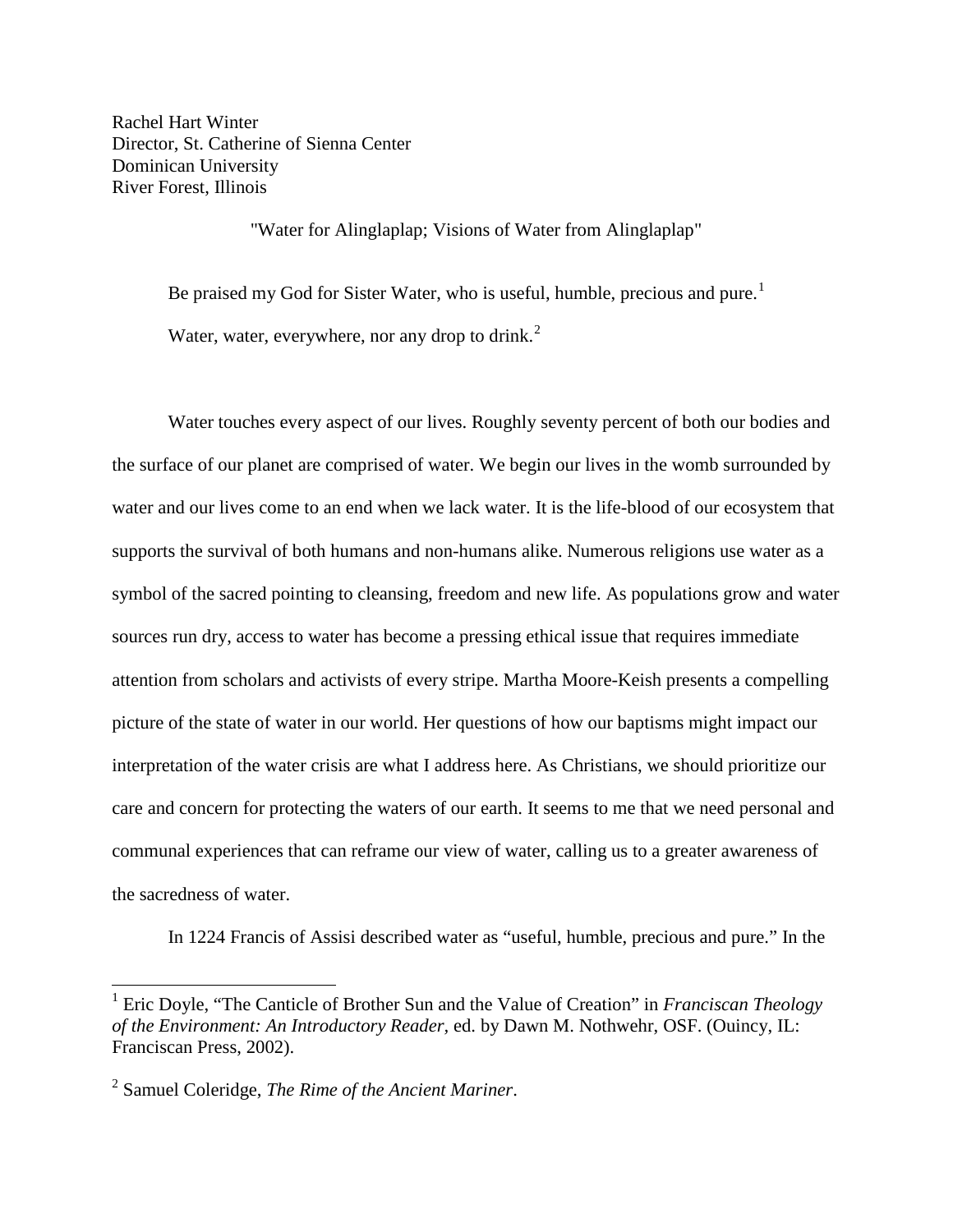Rachel Hart Winter
Director, St. Catherine of Sienna Center
Dominican University
River Forest, Illinois

"Water for Alinglaplap; Visions of Water from Alinglaplap"

> Be praised my God for Sister Water, who is useful, humble, precious and pure.[1]
>
> Water, water, everywhere, nor any drop to drink.[2]

Water touches every aspect of our lives. Roughly seventy percent of both our bodies and the surface of our planet are comprised of water. We begin our lives in the womb surrounded by water and our lives come to an end when we lack water. It is the life-blood of our ecosystem that supports the survival of both humans and non-humans alike. Numerous religions use water as a symbol of the sacred pointing to cleansing, freedom and new life. As populations grow and water sources run dry, access to water has become a pressing ethical issue that requires immediate attention from scholars and activists of every stripe. Martha Moore-Keish presents a compelling picture of the state of water in our world. Her questions of how our baptisms might impact our interpretation of the water crisis are what I address here. As Christians, we should prioritize our care and concern for protecting the waters of our earth. It seems to me that we need personal and communal experiences that can reframe our view of water, calling us to a greater awareness of the sacredness of water.

In 1224 Francis of Assisi described water as "useful, humble, precious and pure." In the

---

[1] Eric Doyle, "The Canticle of Brother Sun and the Value of Creation" in *Franciscan Theology of the Environment: An Introductory Reader,* ed. by Dawn M. Nothwehr, OSF. (Ouincy, IL: Franciscan Press, 2002).

[2] Samuel Coleridge, *The Rime of the Ancient Mariner*.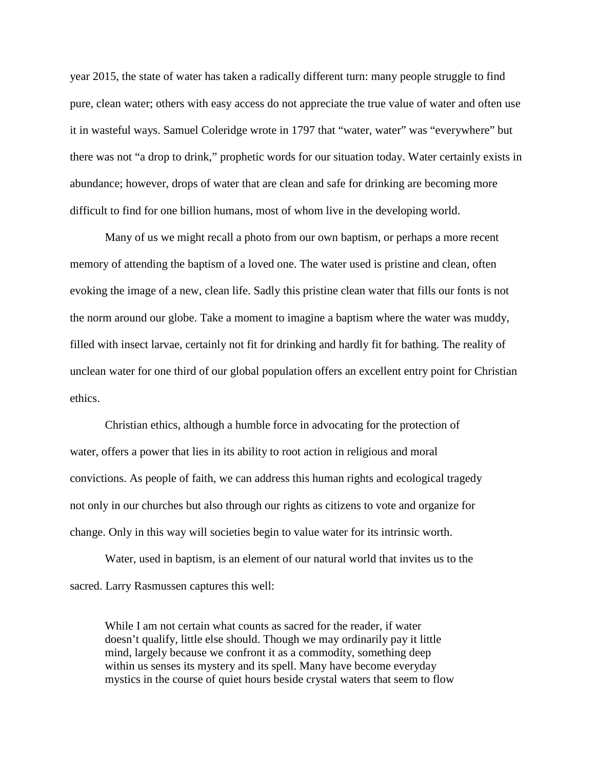year 2015, the state of water has taken a radically different turn: many people struggle to find pure, clean water; others with easy access do not appreciate the true value of water and often use it in wasteful ways. Samuel Coleridge wrote in 1797 that "water, water" was "everywhere" but there was not "a drop to drink," prophetic words for our situation today. Water certainly exists in abundance; however, drops of water that are clean and safe for drinking are becoming more difficult to find for one billion humans, most of whom live in the developing world.

Many of us we might recall a photo from our own baptism, or perhaps a more recent memory of attending the baptism of a loved one. The water used is pristine and clean, often evoking the image of a new, clean life. Sadly this pristine clean water that fills our fonts is not the norm around our globe. Take a moment to imagine a baptism where the water was muddy, filled with insect larvae, certainly not fit for drinking and hardly fit for bathing. The reality of unclean water for one third of our global population offers an excellent entry point for Christian ethics.

Christian ethics, although a humble force in advocating for the protection of water, offers a power that lies in its ability to root action in religious and moral convictions. As people of faith, we can address this human rights and ecological tragedy not only in our churches but also through our rights as citizens to vote and organize for change. Only in this way will societies begin to value water for its intrinsic worth.

Water, used in baptism, is an element of our natural world that invites us to the sacred. Larry Rasmussen captures this well:

> While I am not certain what counts as sacred for the reader, if water doesn't qualify, little else should. Though we may ordinarily pay it little mind, largely because we confront it as a commodity, something deep within us senses its mystery and its spell. Many have become everyday mystics in the course of quiet hours beside crystal waters that seem to flow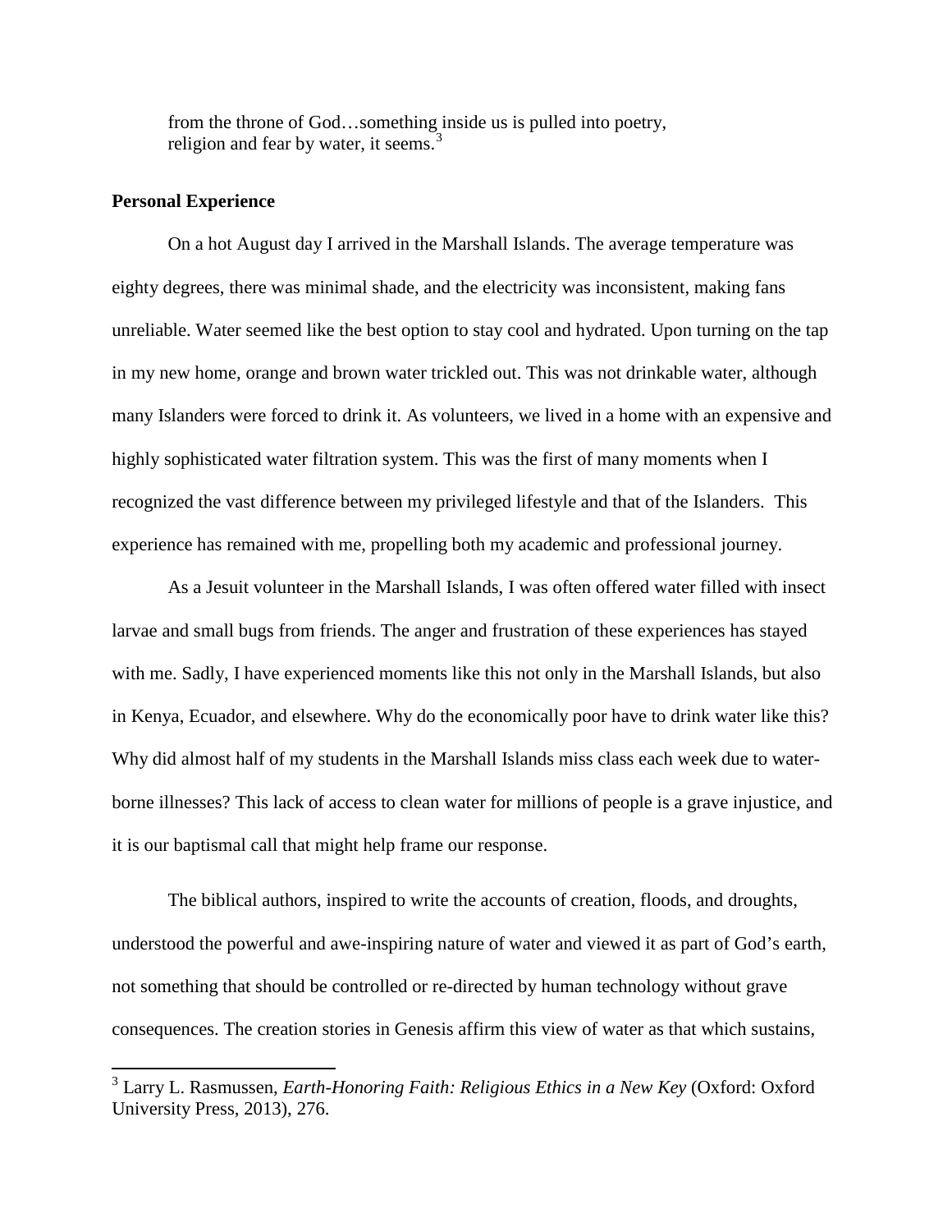> from the throne of God…something inside us is pulled into poetry, religion and fear by water, it seems.[3]

**Personal Experience**

On a hot August day I arrived in the Marshall Islands. The average temperature was eighty degrees, there was minimal shade, and the electricity was inconsistent, making fans unreliable. Water seemed like the best option to stay cool and hydrated. Upon turning on the tap in my new home, orange and brown water trickled out. This was not drinkable water, although many Islanders were forced to drink it. As volunteers, we lived in a home with an expensive and highly sophisticated water filtration system. This was the first of many moments when I recognized the vast difference between my privileged lifestyle and that of the Islanders. This experience has remained with me, propelling both my academic and professional journey.

As a Jesuit volunteer in the Marshall Islands, I was often offered water filled with insect larvae and small bugs from friends. The anger and frustration of these experiences has stayed with me. Sadly, I have experienced moments like this not only in the Marshall Islands, but also in Kenya, Ecuador, and elsewhere. Why do the economically poor have to drink water like this? Why did almost half of my students in the Marshall Islands miss class each week due to water-borne illnesses? This lack of access to clean water for millions of people is a grave injustice, and it is our baptismal call that might help frame our response.

The biblical authors, inspired to write the accounts of creation, floods, and droughts, understood the powerful and awe-inspiring nature of water and viewed it as part of God's earth, not something that should be controlled or re-directed by human technology without grave consequences. The creation stories in Genesis affirm this view of water as that which sustains,

[3] Larry L. Rasmussen, *Earth-Honoring Faith: Religious Ethics in a New Key* (Oxford: Oxford University Press, 2013), 276.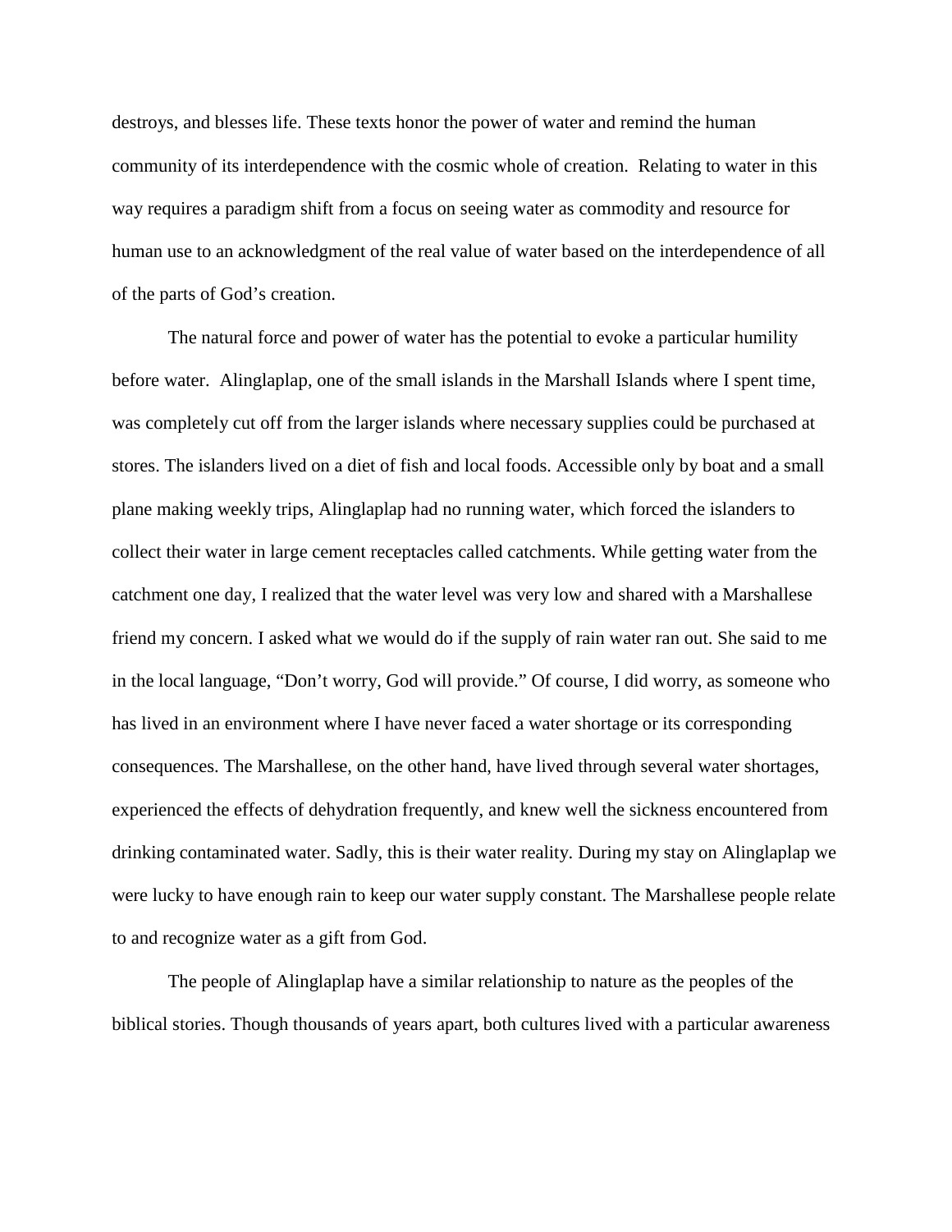destroys, and blesses life. These texts honor the power of water and remind the human community of its interdependence with the cosmic whole of creation. Relating to water in this way requires a paradigm shift from a focus on seeing water as commodity and resource for human use to an acknowledgment of the real value of water based on the interdependence of all of the parts of God's creation.

The natural force and power of water has the potential to evoke a particular humility before water. Alinglaplap, one of the small islands in the Marshall Islands where I spent time, was completely cut off from the larger islands where necessary supplies could be purchased at stores. The islanders lived on a diet of fish and local foods. Accessible only by boat and a small plane making weekly trips, Alinglaplap had no running water, which forced the islanders to collect their water in large cement receptacles called catchments. While getting water from the catchment one day, I realized that the water level was very low and shared with a Marshallese friend my concern. I asked what we would do if the supply of rain water ran out. She said to me in the local language, "Don't worry, God will provide." Of course, I did worry, as someone who has lived in an environment where I have never faced a water shortage or its corresponding consequences. The Marshallese, on the other hand, have lived through several water shortages, experienced the effects of dehydration frequently, and knew well the sickness encountered from drinking contaminated water. Sadly, this is their water reality. During my stay on Alinglaplap we were lucky to have enough rain to keep our water supply constant. The Marshallese people relate to and recognize water as a gift from God.

The people of Alinglaplap have a similar relationship to nature as the peoples of the biblical stories. Though thousands of years apart, both cultures lived with a particular awareness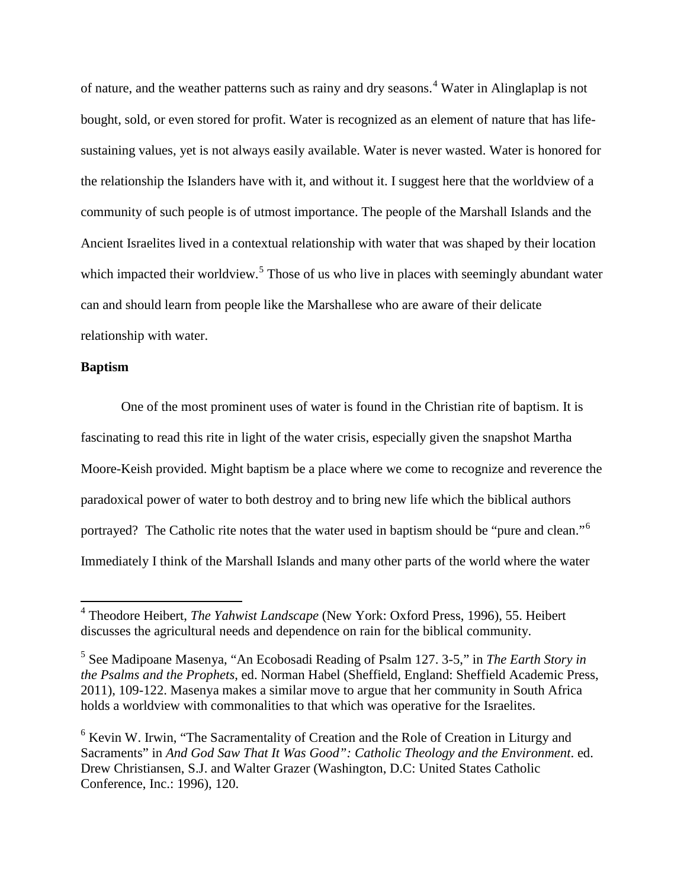of nature, and the weather patterns such as rainy and dry seasons.[4] Water in Alinglaplap is not bought, sold, or even stored for profit. Water is recognized as an element of nature that has life-sustaining values, yet is not always easily available. Water is never wasted. Water is honored for the relationship the Islanders have with it, and without it. I suggest here that the worldview of a community of such people is of utmost importance. The people of the Marshall Islands and the Ancient Israelites lived in a contextual relationship with water that was shaped by their location which impacted their worldview.[5] Those of us who live in places with seemingly abundant water can and should learn from people like the Marshallese who are aware of their delicate relationship with water.

**Baptism**

One of the most prominent uses of water is found in the Christian rite of baptism. It is fascinating to read this rite in light of the water crisis, especially given the snapshot Martha Moore-Keish provided. Might baptism be a place where we come to recognize and reverence the paradoxical power of water to both destroy and to bring new life which the biblical authors portrayed? The Catholic rite notes that the water used in baptism should be "pure and clean."[6] Immediately I think of the Marshall Islands and many other parts of the world where the water

---

[4] Theodore Heibert, *The Yahwist Landscape* (New York: Oxford Press, 1996), 55. Heibert discusses the agricultural needs and dependence on rain for the biblical community.

[5] See Madipoane Masenya, "An Ecobosadi Reading of Psalm 127. 3-5," in *The Earth Story in the Psalms and the Prophets*, ed. Norman Habel (Sheffield, England: Sheffield Academic Press, 2011), 109-122. Masenya makes a similar move to argue that her community in South Africa holds a worldview with commonalities to that which was operative for the Israelites.

[6] Kevin W. Irwin, "The Sacramentality of Creation and the Role of Creation in Liturgy and Sacraments" in *And God Saw That It Was Good": Catholic Theology and the Environment*. ed. Drew Christiansen, S.J. and Walter Grazer (Washington, D.C: United States Catholic Conference, Inc.: 1996), 120.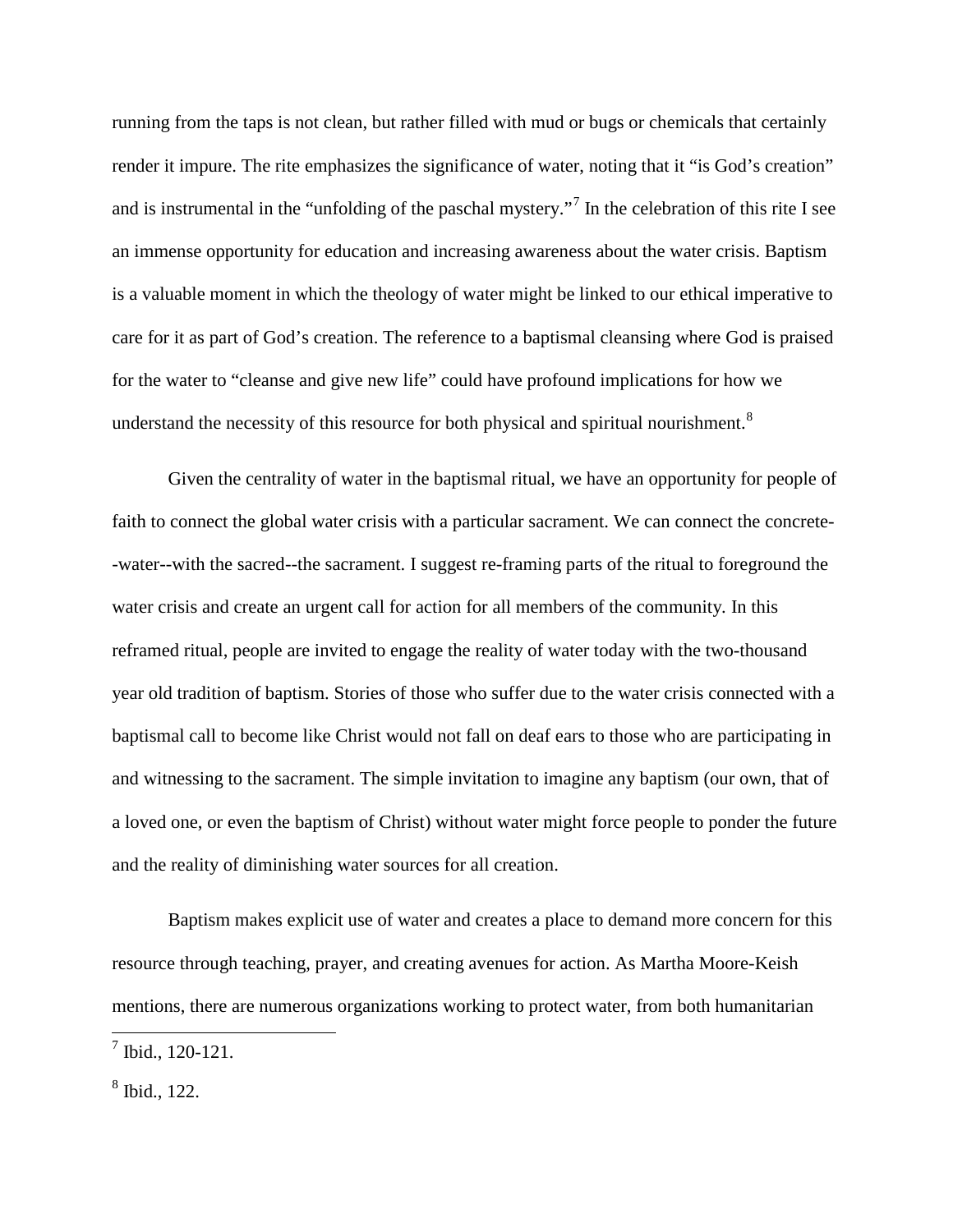running from the taps is not clean, but rather filled with mud or bugs or chemicals that certainly render it impure. The rite emphasizes the significance of water, noting that it "is God's creation" and is instrumental in the "unfolding of the paschal mystery."[7] In the celebration of this rite I see an immense opportunity for education and increasing awareness about the water crisis. Baptism is a valuable moment in which the theology of water might be linked to our ethical imperative to care for it as part of God's creation. The reference to a baptismal cleansing where God is praised for the water to "cleanse and give new life" could have profound implications for how we understand the necessity of this resource for both physical and spiritual nourishment.[8]

Given the centrality of water in the baptismal ritual, we have an opportunity for people of faith to connect the global water crisis with a particular sacrament. We can connect the concrete--water--with the sacred--the sacrament. I suggest re-framing parts of the ritual to foreground the water crisis and create an urgent call for action for all members of the community. In this reframed ritual, people are invited to engage the reality of water today with the two-thousand year old tradition of baptism. Stories of those who suffer due to the water crisis connected with a baptismal call to become like Christ would not fall on deaf ears to those who are participating in and witnessing to the sacrament. The simple invitation to imagine any baptism (our own, that of a loved one, or even the baptism of Christ) without water might force people to ponder the future and the reality of diminishing water sources for all creation.

Baptism makes explicit use of water and creates a place to demand more concern for this resource through teaching, prayer, and creating avenues for action. As Martha Moore-Keish mentions, there are numerous organizations working to protect water, from both humanitarian

[7] Ibid., 120-121.

[8] Ibid., 122.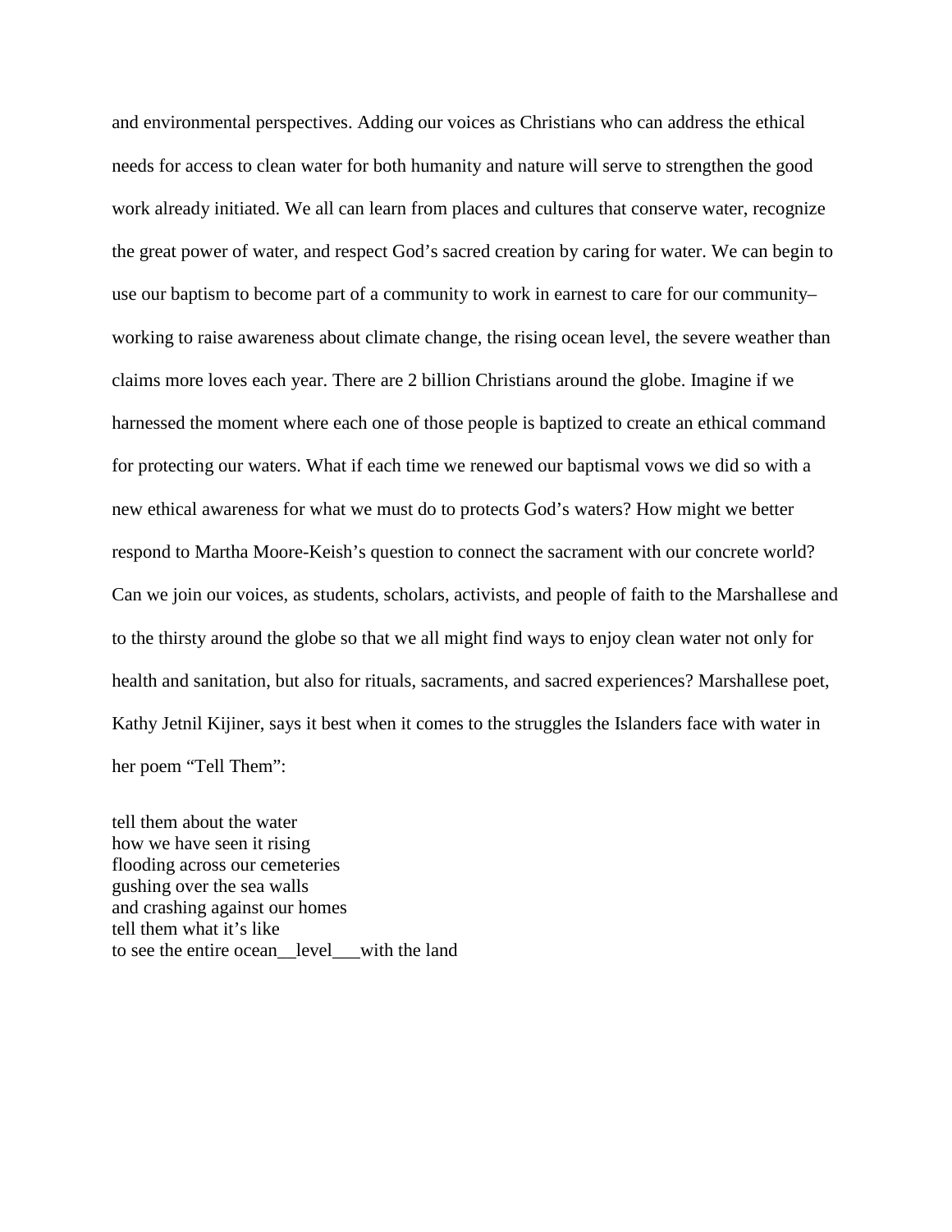and environmental perspectives. Adding our voices as Christians who can address the ethical needs for access to clean water for both humanity and nature will serve to strengthen the good work already initiated. We all can learn from places and cultures that conserve water, recognize the great power of water, and respect God's sacred creation by caring for water. We can begin to use our baptism to become part of a community to work in earnest to care for our community– working to raise awareness about climate change, the rising ocean level, the severe weather than claims more loves each year. There are 2 billion Christians around the globe. Imagine if we harnessed the moment where each one of those people is baptized to create an ethical command for protecting our waters. What if each time we renewed our baptismal vows we did so with a new ethical awareness for what we must do to protects God's waters? How might we better respond to Martha Moore-Keish's question to connect the sacrament with our concrete world? Can we join our voices, as students, scholars, activists, and people of faith to the Marshallese and to the thirsty around the globe so that we all might find ways to enjoy clean water not only for health and sanitation, but also for rituals, sacraments, and sacred experiences? Marshallese poet, Kathy Jetnil Kijiner, says it best when it comes to the struggles the Islanders face with water in her poem "Tell Them":

tell them about the water  
how we have seen it rising  
flooding across our cemeteries  
gushing over the sea walls  
and crashing against our homes  
tell them what it's like  
to see the entire ocean__level___with the land